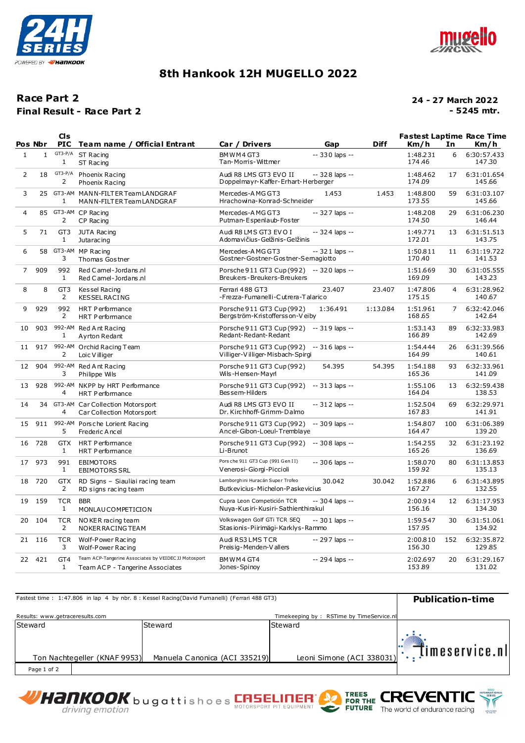# 8th Hankook 12H MUGELLO 2022

## Race Part 2

**Final Result - Race Part 2**

**24 - 27 March 2022**
**- 5245 mtr.**

| Pos | Nbr | Cls PIC | Team name / Official Entrant | Car / Drivers | Gap | Diff | Fastest Laptime Km/h | In | Race Time Km/h |
|---|---|---|---|---|---|---|---|---|---|
| 1 | 1 | GT3-P/A 1 | ST Racing<br>ST Racing | BMW M4 GT3<br>Tan-Morris-Wittmer | -- 330 laps -- | | 1:48.231<br>174.46 | 6 | 6:30:57.433<br>147.30 |
| 2 | 18 | GT3-P/A 2 | Phoenix Racing<br>Phoenix Racing | Audi R8 LMS GT3 EVO II<br>Doppelmayr-Kaffer-Erhart-Herberger | -- 328 laps -- | | 1:48.462<br>174.09 | 17 | 6:31:01.654<br>145.66 |
| 3 | 25 | GT3-AM 1 | MANN-FILTER Team LANDGRAF<br>MANN-FILTER Team LANDGRAF | Mercedes-AMG GT3<br>Hrachowina-Konrad-Schneider | 1.453 | 1.453 | 1:48.800<br>173.55 | 59 | 6:31:03.107<br>145.66 |
| 4 | 85 | GT3-AM 2 | CP Racing<br>CP Racing | Mercedes-AMG GT3<br>Putman-Espenlaub-Foster | -- 327 laps -- | | 1:48.208<br>174.50 | 29 | 6:31:06.230<br>146.44 |
| 5 | 71 | GT3 1 | JUTA Racing<br>Jutaracing | Audi R8 LMS GT3 EVO I<br>Adomavičius-Gelžinis-Gelžinis | -- 324 laps -- | | 1:49.771<br>172.01 | 13 | 6:31:51.513<br>143.75 |
| 6 | 58 | GT3-AM 3 | MP Racing<br>Thomas Gostner | Mercedes-AMG GT3<br>Gostner-Gostner-Gostner-Sernagiotto | -- 321 laps -- | | 1:50.811<br>170.40 | 11 | 6:31:19.722<br>141.53 |
| 7 | 909 | 992 1 | Red Camel-Jordans.nl<br>Red Camel-Jordans.nl | Porsche 911 GT3 Cup (992)<br>Breukers-Breukers-Breukers | -- 320 laps -- | | 1:51.669<br>169.09 | 30 | 6:31:05.555<br>143.23 |
| 8 | 8 | GT3 2 | Kessel Racing<br>KESSEL RACING | Ferrari 488 GT3<br>-Frezza-Fumanelli-Cutrera-Talarico | 23.407 | 23.407 | 1:47.806<br>175.15 | 4 | 6:31:28.962<br>140.67 |
| 9 | 929 | 992 2 | HRT Performance<br>HRT Performance | Porsche 911 GT3 Cup (992)<br>Bergström-Kristoffersson-Veiby | 1:36.491 | 1:13.084 | 1:51.961<br>168.65 | 7 | 6:32:42.046<br>142.64 |
| 10 | 903 | 992-AM 1 | Red Ant Racing<br>Ayrton Redant | Porsche 911 GT3 Cup (992)<br>Redant-Redant-Redant | -- 319 laps -- | | 1:53.143<br>166.89 | 89 | 6:32:33.983<br>142.69 |
| 11 | 917 | 992-AM 2 | Orchid Racing Team<br>Loic Villiger | Porsche 911 GT3 Cup (992)<br>Villiger-Villiger-Misbach-Spirgi | -- 316 laps -- | | 1:54.444<br>164.99 | 26 | 6:31:39.566<br>140.61 |
| 12 | 904 | 992-AM 3 | Red Ant Racing<br>Philippe Wils | Porsche 911 GT3 Cup (992)<br>Wils-Hensen-Mayrl | 54.395 | 54.395 | 1:54.188<br>165.36 | 93 | 6:32:33.961<br>141.09 |
| 13 | 928 | 992-AM 4 | NKPP by HRT Performance<br>HRT Performance | Porsche 911 GT3 Cup (992)<br>Bessem-Hilders | -- 313 laps -- | | 1:55.106<br>164.04 | 13 | 6:32:59.438<br>138.53 |
| 14 | 34 | GT3-AM 4 | Car Collection Motorsport<br>Car Collection Motorsport | Audi R8 LMS GT3 EVO II<br>Dr. Kirchhoff-Grimm-Dalmo | -- 312 laps -- | | 1:52.504<br>167.83 | 69 | 6:32:29.971<br>141.91 |
| 15 | 911 | 992-AM 5 | Porsche Lorient Racing<br>Frederic Ancel | Porsche 911 GT3 Cup (992)<br>Ancel-Gibon-Loeul-Tremblaye | -- 309 laps -- | | 1:54.807<br>164.47 | 100 | 6:31:06.389<br>139.20 |
| 16 | 728 | GTX 1 | HRT Performance<br>HRT Performance | Porsche 911 GT3 Cup (992)<br>Li-Brunot | -- 308 laps -- | | 1:54.255<br>165.26 | 32 | 6:31:23.192<br>136.69 |
| 17 | 973 | 991 1 | EBIMOTORS<br>EBIMOTORS SRL | Porsche 911 GT3 Cup (991 Gen II)<br>Venerosi-Giorgi-Piccioli | -- 306 laps -- | | 1:58.070<br>159.92 | 80 | 6:31:13.853<br>135.13 |
| 18 | 720 | GTX 2 | RD Signs – Siauliai racing team<br>RD signs racing team | Lamborghini Huracán Super Trofeo<br>Butkevicius-Michelon-Paskevicius | 30.042 | 30.042 | 1:52.886<br>167.27 | 6 | 6:31:43.895<br>132.55 |
| 19 | 159 | TCR 1 | BBR<br>MONLAU COMPETICION | Cupra Leon Competición TCR<br>Nuya-Kusiri-Kusiri-Sathienthirakul | -- 304 laps -- | | 2:00.914<br>156.16 | 12 | 6:31:17.953<br>134.30 |
| 20 | 104 | TCR 2 | NOKER racing team<br>NOKER RACING TEAM | Volkswagen Golf GTi TCR SEQ<br>Stasionis-Piirimägi-Karklys-Rammo | -- 301 laps -- | | 1:59.547<br>157.95 | 30 | 6:31:51.061<br>134.92 |
| 21 | 116 | TCR 3 | Wolf-Power Racing<br>Wolf-Power Racing | Audi RS3 LMS TCR<br>Preisig-Menden-Vallers | -- 297 laps -- | | 2:00.810<br>156.30 | 152 | 6:32:35.872<br>129.85 |
| 22 | 421 | GT4 1 | Team ACP-Tangerine Associates by VEIDEC JJ Motosport<br>Team ACP - Tangerine Associates | BMW M4 GT4<br>Jones-Spinoy | -- 294 laps -- | | 2:02.697<br>153.89 | 20 | 6:31:29.167<br>131.02 |

Fastest time : 1:47.806 in lap 4 by nbr. 8 : Kessel Racing(David Fumanelli) (Ferrari 488 GT3)

**Publication-time**

Results: www.getraceresults.com

Timekeeping by : RSTime by TimeService.nl

| Steward | Steward | Steward |
|---|---|---|
| Ton Nachtegeller (KNAF 9953) | Manuela Canonica (ACI 335219) | Leoni Simone (ACI 338031) |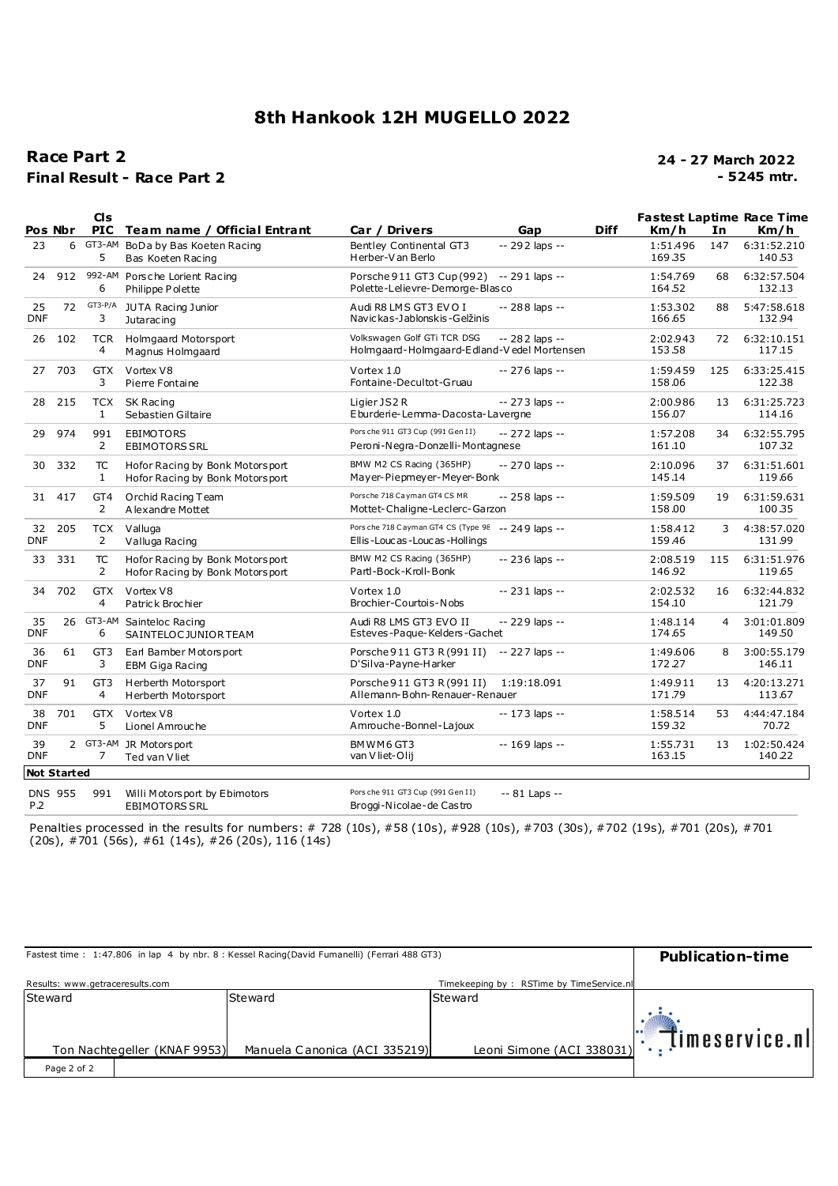# 8th Hankook 12H MUGELLO 2022

## Race Part 2

**Final Result - Race Part 2**

**24 - 27 March 2022**
**- 5245 mtr.**

| Pos | Nbr | Cls PIC | Team name / Official Entrant | Car / Drivers | Gap | Diff | Fastest Laptime Km/h | In | Race Time Km/h |
|---|---|---|---|---|---|---|---|---|---|
| 23 | 6 | GT3-AM 5 | BoDa by Bas Koeten Racing<br>Bas Koeten Racing | Bentley Continental GT3<br>Herber-Van Berlo | -- 292 laps -- | | 1:51.496<br>169.35 | 147 | 6:31:52.210<br>140.53 |
| 24 | 912 | 992-AM 6 | Porsche Lorient Racing<br>Philippe Polette | Porsche 911 GT3 Cup (992)<br>Polette-Lelievre-Demorge-Blasco | -- 291 laps -- | | 1:54.769<br>164.52 | 68 | 6:32:57.504<br>132.13 |
| 25 DNF | 72 | GT3-P/A 3 | JUTA Racing Junior<br>Jutaracing | Audi R8 LMS GT3 EVO I<br>Navickas-Jablonskis-Gelžinis | -- 288 laps -- | | 1:53.302<br>166.65 | 88 | 5:47:58.618<br>132.94 |
| 26 | 102 | TCR 4 | Holmgaard Motorsport<br>Magnus Holmgaard | Volkswagen Golf GTi TCR DSG<br>Holmgaard-Holmgaard-Edland-Vedel Mortensen | -- 282 laps -- | | 2:02.943<br>153.58 | 72 | 6:32:10.151<br>117.15 |
| 27 | 703 | GTX 3 | Vortex V8<br>Pierre Fontaine | Vortex 1.0<br>Fontaine-Decultot-Gruau | -- 276 laps -- | | 1:59.459<br>158.06 | 125 | 6:33:25.415<br>122.38 |
| 28 | 215 | TCX 1 | SK Racing<br>Sebastien Giltaire | Ligier JS2 R<br>Eburderie-Lemma-Dacosta-Lavergne | -- 273 laps -- | | 2:00.986<br>156.07 | 13 | 6:31:25.723<br>114.16 |
| 29 | 974 | 991 2 | EBIMOTORS<br>EBIMOTORS SRL | Porsche 911 GT3 Cup (991 Gen II)<br>Peroni-Negra-Donzelli-Montagnese | -- 272 laps -- | | 1:57.208<br>161.10 | 34 | 6:32:55.795<br>107.32 |
| 30 | 332 | TC 1 | Hofor Racing by Bonk Motorsport<br>Hofor Racing by Bonk Motorsport | BMW M2 CS Racing (365HP)<br>Mayer-Piepmeyer-Meyer-Bonk | -- 270 laps -- | | 2:10.096<br>145.14 | 37 | 6:31:51.601<br>119.66 |
| 31 | 417 | GT4 2 | Orchid Racing Team<br>Alexandre Mottet | Porsche 718 Cayman GT4 CS MR<br>Mottet-Chaligne-Leclerc-Garzon | -- 258 laps -- | | 1:59.509<br>158.00 | 19 | 6:31:59.631<br>100.35 |
| 32 DNF | 205 | TCX 2 | Valluga<br>Valluga Racing | Porsche 718 Cayman GT4 CS (Type 98<br>Ellis-Loucas-Loucas-Hollings | -- 249 laps -- | | 1:58.412<br>159.46 | 3 | 4:38:57.020<br>131.99 |
| 33 | 331 | TC 2 | Hofor Racing by Bonk Motorsport<br>Hofor Racing by Bonk Motorsport | BMW M2 CS Racing (365HP)<br>Partl-Bock-Kroll-Bonk | -- 236 laps -- | | 2:08.519<br>146.92 | 115 | 6:31:51.976<br>119.65 |
| 34 | 702 | GTX 4 | Vortex V8<br>Patrick Brochier | Vortex 1.0<br>Brochier-Courtois-Nobs | -- 231 laps -- | | 2:02.532<br>154.10 | 16 | 6:32:44.832<br>121.79 |
| 35 DNF | 26 | GT3-AM 6 | Sainteloc Racing<br>SAINTELOC JUNIOR TEAM | Audi R8 LMS GT3 EVO II<br>Esteves-Paque-Kelders-Gachet | -- 229 laps -- | | 1:48.114<br>174.65 | 4 | 3:01:01.809<br>149.50 |
| 36 DNF | 61 | GT3 3 | Earl Bamber Motorsport<br>EBM Giga Racing | Porsche 911 GT3 R (991 II)<br>D'Silva-Payne-Harker | -- 227 laps -- | | 1:49.606<br>172.27 | 8 | 3:00:55.179<br>146.11 |
| 37 DNF | 91 | GT3 4 | Herberth Motorsport<br>Herberth Motorsport | Porsche 911 GT3 R (991 II)<br>Allemann-Bohn-Renauer-Renauer | 1:19:18.091 | | 1:49.911<br>171.79 | 13 | 4:20:13.271<br>113.67 |
| 38 DNF | 701 | GTX 5 | Vortex V8<br>Lionel Amrouche | Vortex 1.0<br>Amrouche-Bonnel-Lajoux | -- 173 laps -- | | 1:58.514<br>159.32 | 53 | 4:44:47.184<br>70.72 |
| 39 DNF | 2 | GT3-AM 7 | JR Motorsport<br>Ted van Vliet | BMW M6 GT3<br>van Vliet-Olij | -- 169 laps -- | | 1:55.731<br>163.15 | 13 | 1:02:50.424<br>140.22 |
| **Not Started** | | | | | | | | | |
| DNS P.2 | 955 | 991 | Willi Motorsport by Ebimotors<br>EBIMOTORS SRL | Porsche 911 GT3 Cup (991 Gen II)<br>Broggi-Nicolae-de Castro | -- 81 Laps -- | | | | |

Penalties processed in the results for numbers: # 728 (10s), #58 (10s), #928 (10s), #703 (30s), #702 (19s), #701 (20s), #701 (20s), #701 (56s), #61 (14s), #26 (20s), 116 (14s)

Fastest time : 1:47.806 in lap 4 by nbr. 8 : Kessel Racing(David Fumanelli) (Ferrari 488 GT3)

**Publication-time**

Results: www.getraceresults.com

Timekeeping by : RSTime by TimeService.nl

| Steward | Steward | Steward |
|---|---|---|
| Ton Nachtegeller (KNAF 9953) | Manuela Canonica (ACI 335219) | Leoni Simone (ACI 338031) |

timeservice.nl